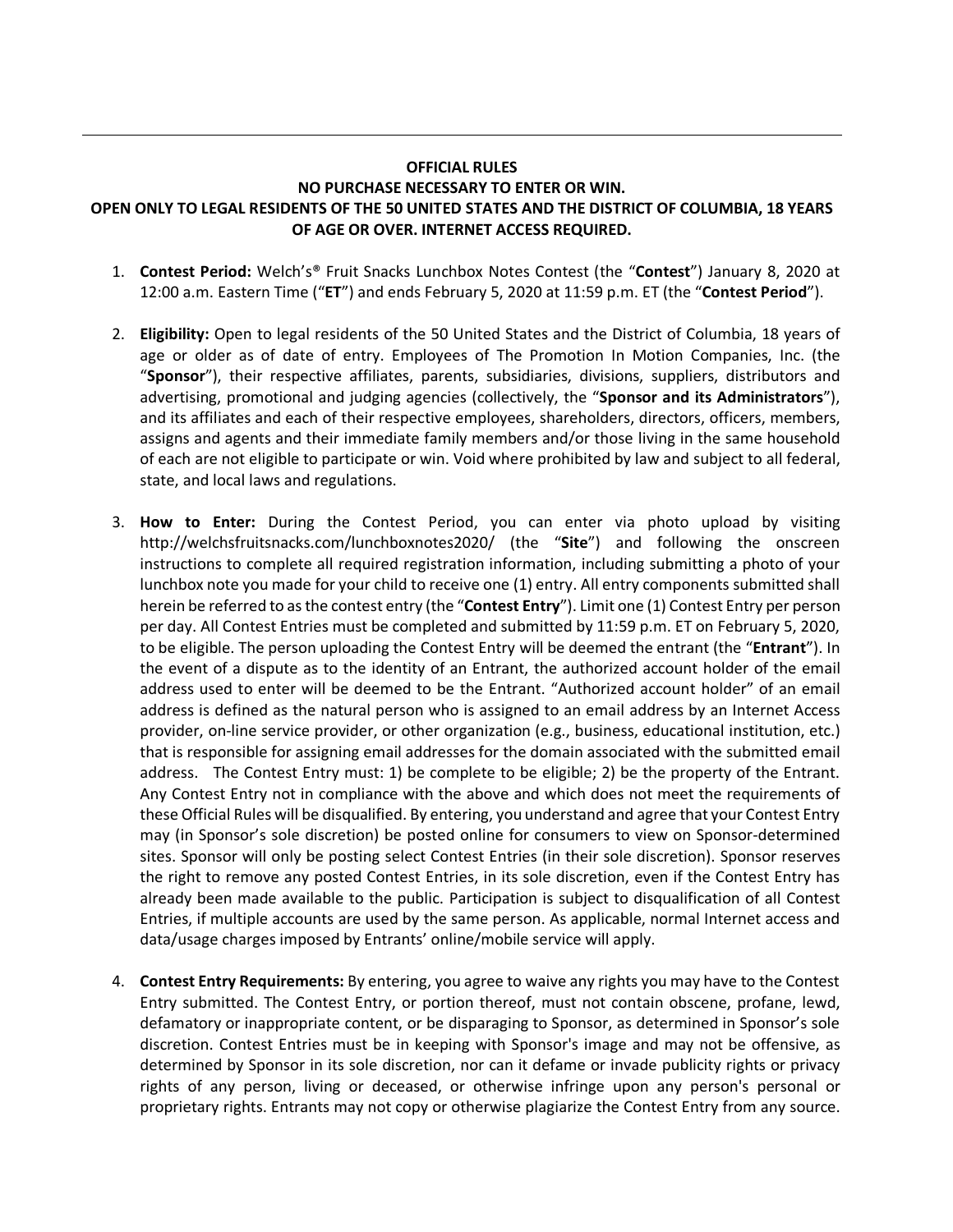---

**OFFICIAL RULES**

**NO PURCHASE NECESSARY TO ENTER OR WIN.**

**OPEN ONLY TO LEGAL RESIDENTS OF THE 50 UNITED STATES AND THE DISTRICT OF COLUMBIA, 18 YEARS OF AGE OR OVER. INTERNET ACCESS REQUIRED.**

1. **Contest Period:** Welch's® Fruit Snacks Lunchbox Notes Contest (the "**Contest**") January 8, 2020 at 12:00 a.m. Eastern Time ("**ET**") and ends February 5, 2020 at 11:59 p.m. ET (the "**Contest Period**").

2. **Eligibility:** Open to legal residents of the 50 United States and the District of Columbia, 18 years of age or older as of date of entry. Employees of The Promotion In Motion Companies, Inc. (the "**Sponsor**"), their respective affiliates, parents, subsidiaries, divisions, suppliers, distributors and advertising, promotional and judging agencies (collectively, the "**Sponsor and its Administrators**"), and its affiliates and each of their respective employees, shareholders, directors, officers, members, assigns and agents and their immediate family members and/or those living in the same household of each are not eligible to participate or win. Void where prohibited by law and subject to all federal, state, and local laws and regulations.

3. **How to Enter:** During the Contest Period, you can enter via photo upload by visiting http://welchsfruitsnacks.com/lunchboxnotes2020/ (the "**Site**") and following the onscreen instructions to complete all required registration information, including submitting a photo of your lunchbox note you made for your child to receive one (1) entry. All entry components submitted shall herein be referred to as the contest entry (the "**Contest Entry**"). Limit one (1) Contest Entry per person per day. All Contest Entries must be completed and submitted by 11:59 p.m. ET on February 5, 2020, to be eligible. The person uploading the Contest Entry will be deemed the entrant (the "**Entrant**"). In the event of a dispute as to the identity of an Entrant, the authorized account holder of the email address used to enter will be deemed to be the Entrant. "Authorized account holder" of an email address is defined as the natural person who is assigned to an email address by an Internet Access provider, on-line service provider, or other organization (e.g., business, educational institution, etc.) that is responsible for assigning email addresses for the domain associated with the submitted email address. The Contest Entry must: 1) be complete to be eligible; 2) be the property of the Entrant. Any Contest Entry not in compliance with the above and which does not meet the requirements of these Official Rules will be disqualified. By entering, you understand and agree that your Contest Entry may (in Sponsor's sole discretion) be posted online for consumers to view on Sponsor-determined sites. Sponsor will only be posting select Contest Entries (in their sole discretion). Sponsor reserves the right to remove any posted Contest Entries, in its sole discretion, even if the Contest Entry has already been made available to the public. Participation is subject to disqualification of all Contest Entries, if multiple accounts are used by the same person. As applicable, normal Internet access and data/usage charges imposed by Entrants' online/mobile service will apply.

4. **Contest Entry Requirements:** By entering, you agree to waive any rights you may have to the Contest Entry submitted. The Contest Entry, or portion thereof, must not contain obscene, profane, lewd, defamatory or inappropriate content, or be disparaging to Sponsor, as determined in Sponsor's sole discretion. Contest Entries must be in keeping with Sponsor's image and may not be offensive, as determined by Sponsor in its sole discretion, nor can it defame or invade publicity rights or privacy rights of any person, living or deceased, or otherwise infringe upon any person's personal or proprietary rights. Entrants may not copy or otherwise plagiarize the Contest Entry from any source.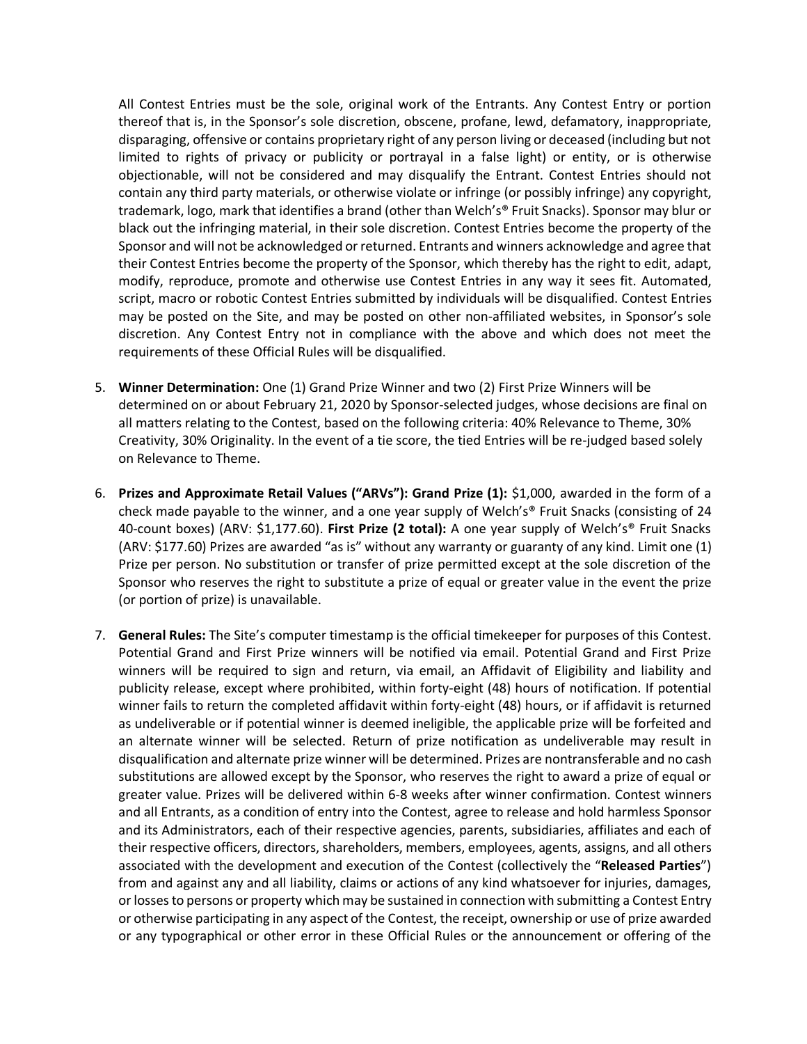All Contest Entries must be the sole, original work of the Entrants. Any Contest Entry or portion thereof that is, in the Sponsor's sole discretion, obscene, profane, lewd, defamatory, inappropriate, disparaging, offensive or contains proprietary right of any person living or deceased (including but not limited to rights of privacy or publicity or portrayal in a false light) or entity, or is otherwise objectionable, will not be considered and may disqualify the Entrant. Contest Entries should not contain any third party materials, or otherwise violate or infringe (or possibly infringe) any copyright, trademark, logo, mark that identifies a brand (other than Welch's® Fruit Snacks). Sponsor may blur or black out the infringing material, in their sole discretion. Contest Entries become the property of the Sponsor and will not be acknowledged or returned. Entrants and winners acknowledge and agree that their Contest Entries become the property of the Sponsor, which thereby has the right to edit, adapt, modify, reproduce, promote and otherwise use Contest Entries in any way it sees fit. Automated, script, macro or robotic Contest Entries submitted by individuals will be disqualified. Contest Entries may be posted on the Site, and may be posted on other non-affiliated websites, in Sponsor's sole discretion. Any Contest Entry not in compliance with the above and which does not meet the requirements of these Official Rules will be disqualified.

5. **Winner Determination:** One (1) Grand Prize Winner and two (2) First Prize Winners will be determined on or about February 21, 2020 by Sponsor-selected judges, whose decisions are final on all matters relating to the Contest, based on the following criteria: 40% Relevance to Theme, 30% Creativity, 30% Originality. In the event of a tie score, the tied Entries will be re-judged based solely on Relevance to Theme.

6. **Prizes and Approximate Retail Values ("ARVs"): Grand Prize (1):** $1,000, awarded in the form of a check made payable to the winner, and a one year supply of Welch's® Fruit Snacks (consisting of 24 40-count boxes) (ARV: $1,177.60). **First Prize (2 total):** A one year supply of Welch's® Fruit Snacks (ARV: $177.60) Prizes are awarded "as is" without any warranty or guaranty of any kind. Limit one (1) Prize per person. No substitution or transfer of prize permitted except at the sole discretion of the Sponsor who reserves the right to substitute a prize of equal or greater value in the event the prize (or portion of prize) is unavailable.

7. **General Rules:** The Site's computer timestamp is the official timekeeper for purposes of this Contest. Potential Grand and First Prize winners will be notified via email. Potential Grand and First Prize winners will be required to sign and return, via email, an Affidavit of Eligibility and liability and publicity release, except where prohibited, within forty-eight (48) hours of notification. If potential winner fails to return the completed affidavit within forty-eight (48) hours, or if affidavit is returned as undeliverable or if potential winner is deemed ineligible, the applicable prize will be forfeited and an alternate winner will be selected. Return of prize notification as undeliverable may result in disqualification and alternate prize winner will be determined. Prizes are nontransferable and no cash substitutions are allowed except by the Sponsor, who reserves the right to award a prize of equal or greater value. Prizes will be delivered within 6-8 weeks after winner confirmation. Contest winners and all Entrants, as a condition of entry into the Contest, agree to release and hold harmless Sponsor and its Administrators, each of their respective agencies, parents, subsidiaries, affiliates and each of their respective officers, directors, shareholders, members, employees, agents, assigns, and all others associated with the development and execution of the Contest (collectively the "**Released Parties**") from and against any and all liability, claims or actions of any kind whatsoever for injuries, damages, or losses to persons or property which may be sustained in connection with submitting a Contest Entry or otherwise participating in any aspect of the Contest, the receipt, ownership or use of prize awarded or any typographical or other error in these Official Rules or the announcement or offering of the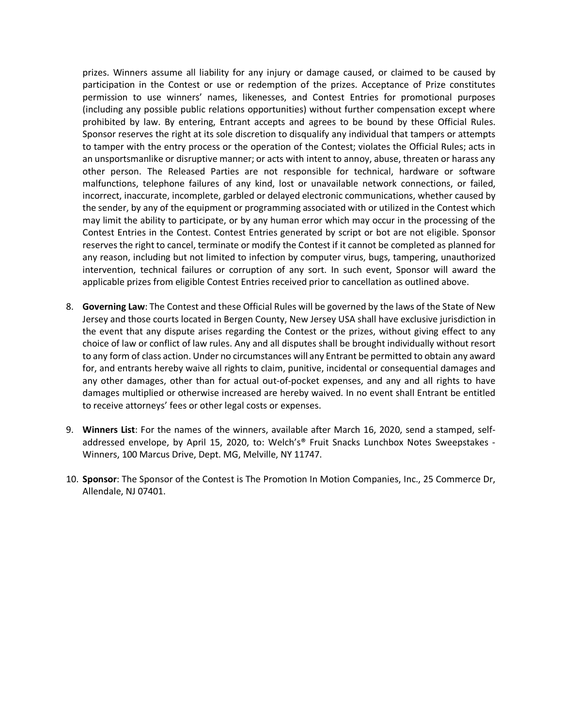prizes. Winners assume all liability for any injury or damage caused, or claimed to be caused by participation in the Contest or use or redemption of the prizes. Acceptance of Prize constitutes permission to use winners' names, likenesses, and Contest Entries for promotional purposes (including any possible public relations opportunities) without further compensation except where prohibited by law. By entering, Entrant accepts and agrees to be bound by these Official Rules. Sponsor reserves the right at its sole discretion to disqualify any individual that tampers or attempts to tamper with the entry process or the operation of the Contest; violates the Official Rules; acts in an unsportsmanlike or disruptive manner; or acts with intent to annoy, abuse, threaten or harass any other person. The Released Parties are not responsible for technical, hardware or software malfunctions, telephone failures of any kind, lost or unavailable network connections, or failed, incorrect, inaccurate, incomplete, garbled or delayed electronic communications, whether caused by the sender, by any of the equipment or programming associated with or utilized in the Contest which may limit the ability to participate, or by any human error which may occur in the processing of the Contest Entries in the Contest. Contest Entries generated by script or bot are not eligible. Sponsor reserves the right to cancel, terminate or modify the Contest if it cannot be completed as planned for any reason, including but not limited to infection by computer virus, bugs, tampering, unauthorized intervention, technical failures or corruption of any sort. In such event, Sponsor will award the applicable prizes from eligible Contest Entries received prior to cancellation as outlined above.

8. **Governing Law**: The Contest and these Official Rules will be governed by the laws of the State of New Jersey and those courts located in Bergen County, New Jersey USA shall have exclusive jurisdiction in the event that any dispute arises regarding the Contest or the prizes, without giving effect to any choice of law or conflict of law rules. Any and all disputes shall be brought individually without resort to any form of class action. Under no circumstances will any Entrant be permitted to obtain any award for, and entrants hereby waive all rights to claim, punitive, incidental or consequential damages and any other damages, other than for actual out-of-pocket expenses, and any and all rights to have damages multiplied or otherwise increased are hereby waived. In no event shall Entrant be entitled to receive attorneys' fees or other legal costs or expenses.

9. **Winners List**: For the names of the winners, available after March 16, 2020, send a stamped, self-addressed envelope, by April 15, 2020, to: Welch's® Fruit Snacks Lunchbox Notes Sweepstakes - Winners, 100 Marcus Drive, Dept. MG, Melville, NY 11747.

10. **Sponsor**: The Sponsor of the Contest is The Promotion In Motion Companies, Inc., 25 Commerce Dr, Allendale, NJ 07401.